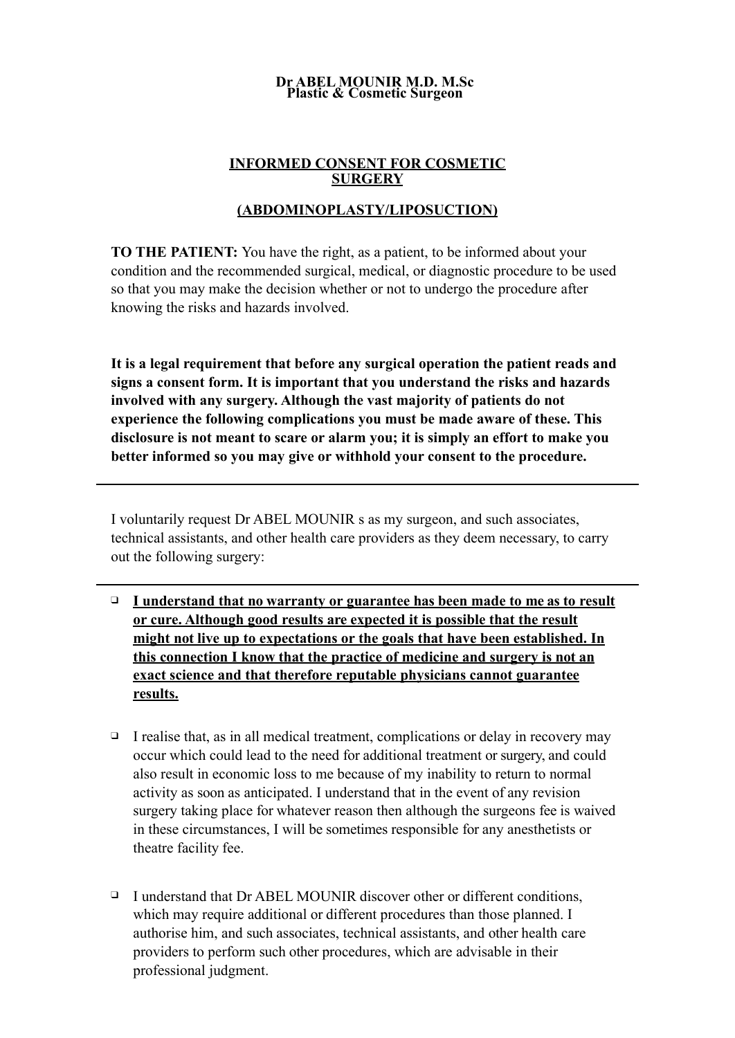**Dr ABEL MOUNIR M.D. M.Sc**
**Plastic & Cosmetic Surgeon**

# INFORMED CONSENT FOR COSMETIC SURGERY

## (ABDOMINOPLASTY/LIPOSUCTION)

**TO THE PATIENT:** You have the right, as a patient, to be informed about your condition and the recommended surgical, medical, or diagnostic procedure to be used so that you may make the decision whether or not to undergo the procedure after knowing the risks and hazards involved.

**It is a legal requirement that before any surgical operation the patient reads and signs a consent form. It is important that you understand the risks and hazards involved with any surgery. Although the vast majority of patients do not experience the following complications you must be made aware of these. This disclosure is not meant to scare or alarm you; it is simply an effort to make you better informed so you may give or withhold your consent to the procedure.**

---

I voluntarily request Dr ABEL MOUNIR s as my surgeon, and such associates, technical assistants, and other health care providers as they deem necessary, to carry out the following surgery:

---

- **I understand that no warranty or guarantee has been made to me as to result or cure. Although good results are expected it is possible that the result might not live up to expectations or the goals that have been established. In this connection I know that the practice of medicine and surgery is not an exact science and that therefore reputable physicians cannot guarantee results.**

- I realise that, as in all medical treatment, complications or delay in recovery may occur which could lead to the need for additional treatment or surgery, and could also result in economic loss to me because of my inability to return to normal activity as soon as anticipated. I understand that in the event of any revision surgery taking place for whatever reason then although the surgeons fee is waived in these circumstances, I will be sometimes responsible for any anesthetists or theatre facility fee.

- I understand that Dr ABEL MOUNIR discover other or different conditions, which may require additional or different procedures than those planned. I authorise him, and such associates, technical assistants, and other health care providers to perform such other procedures, which are advisable in their professional judgment.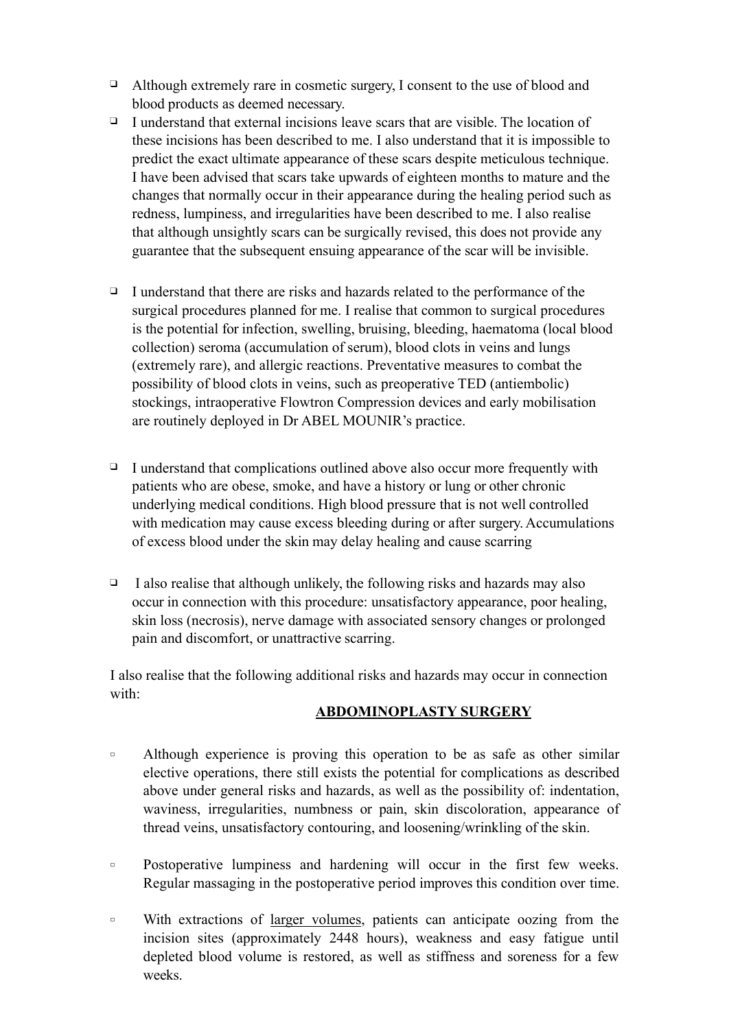- Although extremely rare in cosmetic surgery, I consent to the use of blood and blood products as deemed necessary.
- I understand that external incisions leave scars that are visible. The location of these incisions has been described to me. I also understand that it is impossible to predict the exact ultimate appearance of these scars despite meticulous technique. I have been advised that scars take upwards of eighteen months to mature and the changes that normally occur in their appearance during the healing period such as redness, lumpiness, and irregularities have been described to me. I also realise that although unsightly scars can be surgically revised, this does not provide any guarantee that the subsequent ensuing appearance of the scar will be invisible.

- I understand that there are risks and hazards related to the performance of the surgical procedures planned for me. I realise that common to surgical procedures is the potential for infection, swelling, bruising, bleeding, haematoma (local blood collection) seroma (accumulation of serum), blood clots in veins and lungs (extremely rare), and allergic reactions. Preventative measures to combat the possibility of blood clots in veins, such as preoperative TED (antiembolic) stockings, intraoperative Flowtron Compression devices and early mobilisation are routinely deployed in Dr ABEL MOUNIR's practice.

- I understand that complications outlined above also occur more frequently with patients who are obese, smoke, and have a history or lung or other chronic underlying medical conditions. High blood pressure that is not well controlled with medication may cause excess bleeding during or after surgery. Accumulations of excess blood under the skin may delay healing and cause scarring

- I also realise that although unlikely, the following risks and hazards may also occur in connection with this procedure: unsatisfactory appearance, poor healing, skin loss (necrosis), nerve damage with associated sensory changes or prolonged pain and discomfort, or unattractive scarring.

I also realise that the following additional risks and hazards may occur in connection with:

**ABDOMINOPLASTY SURGERY**

- Although experience is proving this operation to be as safe as other similar elective operations, there still exists the potential for complications as described above under general risks and hazards, as well as the possibility of: indentation, waviness, irregularities, numbness or pain, skin discoloration, appearance of thread veins, unsatisfactory contouring, and loosening/wrinkling of the skin.

- Postoperative lumpiness and hardening will occur in the first few weeks. Regular massaging in the postoperative period improves this condition over time.

- With extractions of larger volumes, patients can anticipate oozing from the incision sites (approximately 2448 hours), weakness and easy fatigue until depleted blood volume is restored, as well as stiffness and soreness for a few weeks.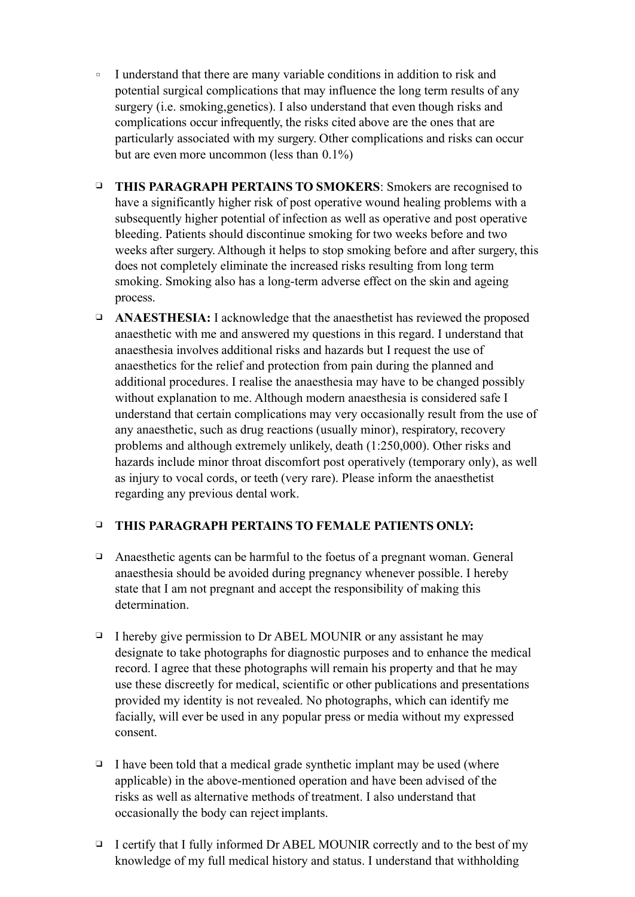- I understand that there are many variable conditions in addition to risk and potential surgical complications that may influence the long term results of any surgery (i.e. smoking,genetics). I also understand that even though risks and complications occur infrequently, the risks cited above are the ones that are particularly associated with my surgery. Other complications and risks can occur but are even more uncommon (less than 0.1%)

- **THIS PARAGRAPH PERTAINS TO SMOKERS**: Smokers are recognised to have a significantly higher risk of post operative wound healing problems with a subsequently higher potential of infection as well as operative and post operative bleeding. Patients should discontinue smoking for two weeks before and two weeks after surgery. Although it helps to stop smoking before and after surgery, this does not completely eliminate the increased risks resulting from long term smoking. Smoking also has a long-term adverse effect on the skin and ageing process.
- **ANAESTHESIA:** I acknowledge that the anaesthetist has reviewed the proposed anaesthetic with me and answered my questions in this regard. I understand that anaesthesia involves additional risks and hazards but I request the use of anaesthetics for the relief and protection from pain during the planned and additional procedures. I realise the anaesthesia may have to be changed possibly without explanation to me. Although modern anaesthesia is considered safe I understand that certain complications may very occasionally result from the use of any anaesthetic, such as drug reactions (usually minor), respiratory, recovery problems and although extremely unlikely, death (1:250,000). Other risks and hazards include minor throat discomfort post operatively (temporary only), as well as injury to vocal cords, or teeth (very rare). Please inform the anaesthetist regarding any previous dental work.

- **THIS PARAGRAPH PERTAINS TO FEMALE PATIENTS ONLY:**

- Anaesthetic agents can be harmful to the foetus of a pregnant woman. General anaesthesia should be avoided during pregnancy whenever possible. I hereby state that I am not pregnant and accept the responsibility of making this determination.

- I hereby give permission to Dr ABEL MOUNIR or any assistant he may designate to take photographs for diagnostic purposes and to enhance the medical record. I agree that these photographs will remain his property and that he may use these discreetly for medical, scientific or other publications and presentations provided my identity is not revealed. No photographs, which can identify me facially, will ever be used in any popular press or media without my expressed consent.

- I have been told that a medical grade synthetic implant may be used (where applicable) in the above-mentioned operation and have been advised of the risks as well as alternative methods of treatment. I also understand that occasionally the body can reject implants.

- I certify that I fully informed Dr ABEL MOUNIR correctly and to the best of my knowledge of my full medical history and status. I understand that withholding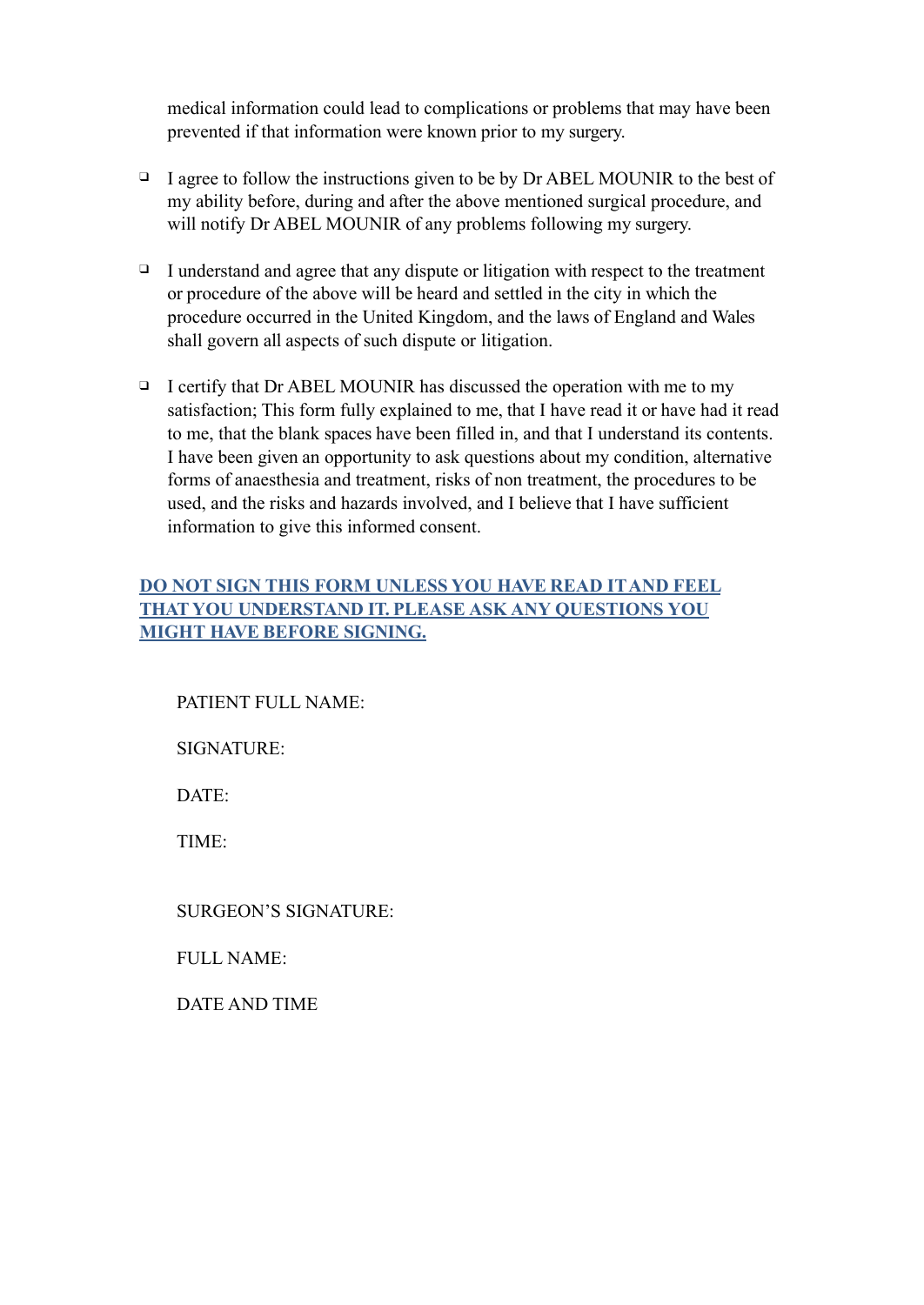medical information could lead to complications or problems that may have been prevented if that information were known prior to my surgery.

- ❑ I agree to follow the instructions given to be by Dr ABEL MOUNIR to the best of my ability before, during and after the above mentioned surgical procedure, and will notify Dr ABEL MOUNIR of any problems following my surgery.

- ❑ I understand and agree that any dispute or litigation with respect to the treatment or procedure of the above will be heard and settled in the city in which the procedure occurred in the United Kingdom, and the laws of England and Wales shall govern all aspects of such dispute or litigation.

- ❑ I certify that Dr ABEL MOUNIR has discussed the operation with me to my satisfaction; This form fully explained to me, that I have read it or have had it read to me, that the blank spaces have been filled in, and that I understand its contents. I have been given an opportunity to ask questions about my condition, alternative forms of anaesthesia and treatment, risks of non treatment, the procedures to be used, and the risks and hazards involved, and I believe that I have sufficient information to give this informed consent.

**DO NOT SIGN THIS FORM UNLESS YOU HAVE READ IT AND FEEL THAT YOU UNDERSTAND IT. PLEASE ASK ANY QUESTIONS YOU MIGHT HAVE BEFORE SIGNING.**

PATIENT FULL NAME:

SIGNATURE:

DATE:

TIME:

SURGEON'S SIGNATURE:

FULL NAME:

DATE AND TIME